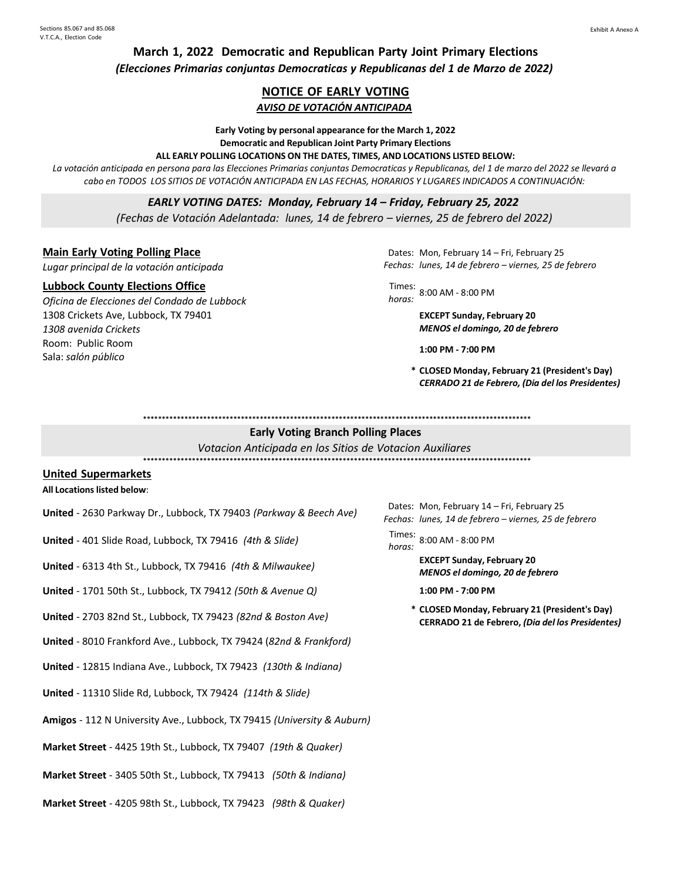Sections 85.067 and 85.068
V.T.C.A., Election Code

Exhibit A Anexo A

## March 1, 2022 Democratic and Republican Party Joint Primary Elections

***(Elecciones Primarias conjuntas Democraticas y Republicanas del 1 de Marzo de 2022)***

## NOTICE OF EARLY VOTING

***AVISO DE VOTACIÓN ANTICIPADA***

**Early Voting by personal appearance for the March 1, 2022**
**Democratic and Republican Joint Party Primary Elections**
**ALL EARLY POLLING LOCATIONS ON THE DATES, TIMES, AND LOCATIONS LISTED BELOW:**

*La votación anticipada en persona para las Elecciones Primarias conjuntas Democraticas y Republicanas, del 1 de marzo del 2022 se llevará a cabo en TODOS LOS SITIOS DE VOTACIÓN ANTICIPADA EN LAS FECHAS, HORARIOS Y LUGARES INDICADOS A CONTINUACIÓN:*

***EARLY VOTING DATES: Monday, February 14 – Friday, February 25, 2022***

*(Fechas de Votación Adelantada: lunes, 14 de febrero – viernes, 25 de febrero del 2022)*

### Main Early Voting Polling Place

*Lugar principal de la votación anticipada*

**Lubbock County Elections Office**

*Oficina de Elecciones del Condado de Lubbock*
1308 Crickets Ave, Lubbock, TX 79401
*1308 avenida Crickets*
Room: Public Room
Sala: *salón público*

Dates: Mon, February 14 – Fri, February 25
*Fechas: lunes, 14 de febrero – viernes, 25 de febrero*

Times: / *horas:* 8:00 AM - 8:00 PM

**EXCEPT Sunday, February 20**
***MENOS el domingo, 20 de febrero***

**1:00 PM - 7:00 PM**

**\* CLOSED Monday, February 21 (President's Day)**
***CERRADO 21 de Febrero, (Dia del los Presidentes)***

*****************************************************************************************************

### Early Voting Branch Polling Places

*Votacion Anticipada en los Sitios de Votacion Auxiliares*

*****************************************************************************************************

**United Supermarkets**

**All Locations listed below**:

- **United** - 2630 Parkway Dr., Lubbock, TX 79403 *(Parkway & Beech Ave)*
- **United** - 401 Slide Road, Lubbock, TX 79416 *(4th & Slide)*
- **United** - 6313 4th St., Lubbock, TX 79416 *(4th & Milwaukee)*
- **United** - 1701 50th St., Lubbock, TX 79412 *(50th & Avenue Q)*
- **United** - 2703 82nd St., Lubbock, TX 79423 *(82nd & Boston Ave)*
- **United** - 8010 Frankford Ave., Lubbock, TX 79424 (*82nd & Frankford)*
- **United** - 12815 Indiana Ave., Lubbock, TX 79423 *(130th & Indiana)*
- **United** - 11310 Slide Rd, Lubbock, TX 79424 *(114th & Slide)*
- **Amigos** - 112 N University Ave., Lubbock, TX 79415 *(University & Auburn)*
- **Market Street** - 4425 19th St., Lubbock, TX 79407 *(19th & Quaker)*
- **Market Street** - 3405 50th St., Lubbock, TX 79413 *(50th & Indiana)*
- **Market Street** - 4205 98th St., Lubbock, TX 79423 *(98th & Quaker)*

Dates: Mon, February 14 – Fri, February 25
*Fechas: lunes, 14 de febrero – viernes, 25 de febrero*

Times: / *horas:* 8:00 AM - 8:00 PM

**EXCEPT Sunday, February 20**
***MENOS el domingo, 20 de febrero***

**1:00 PM - 7:00 PM**

**\* CLOSED Monday, February 21 (President's Day)**
**CERRADO 21 de Febrero, *(Dia del los Presidentes)***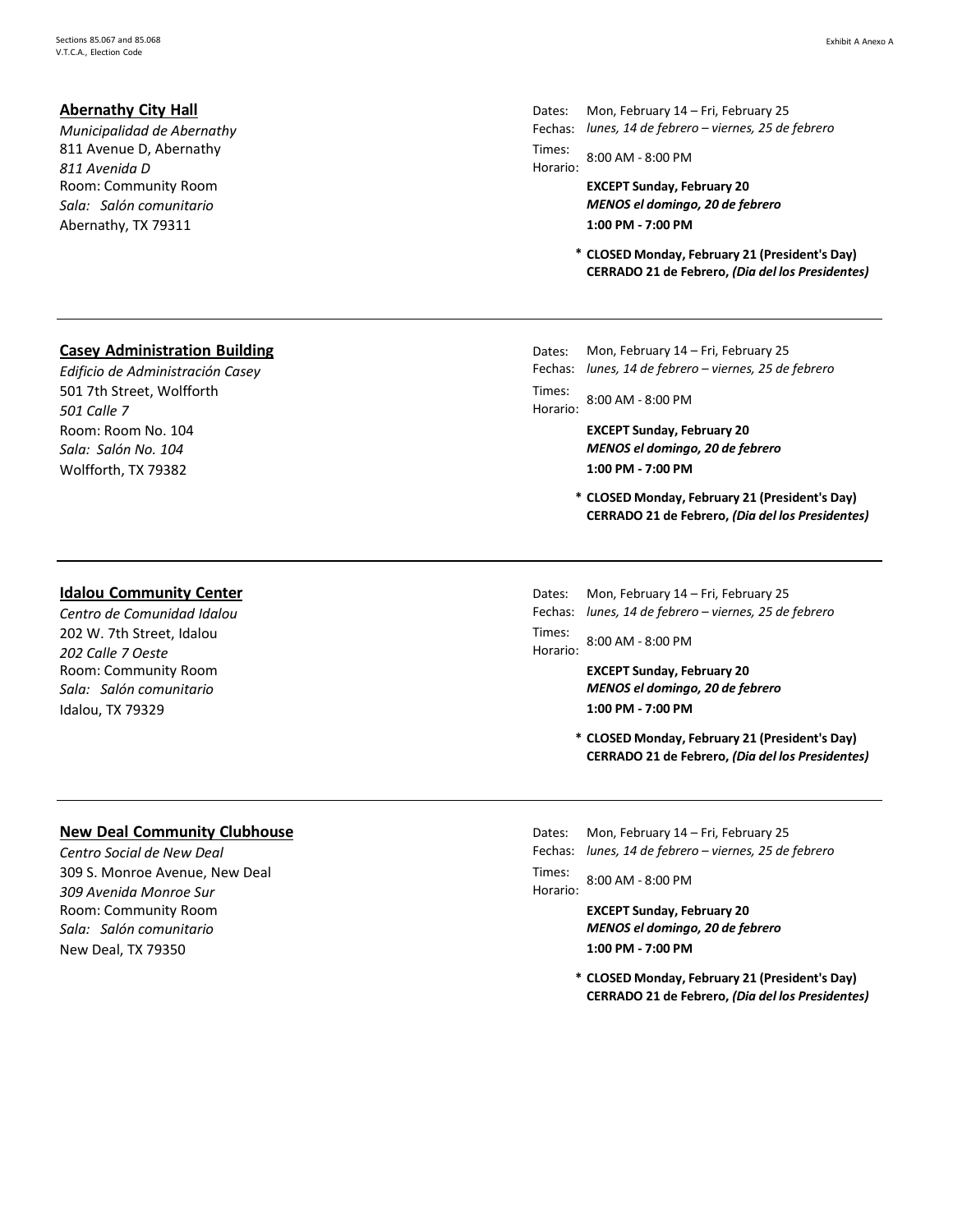### Abernathy City Hall

*Municipalidad de Abernathy*
811 Avenue D, Abernathy
*811 Avenida D*
Room: Community Room
*Sala: Salón comunitario*
Abernathy, TX 79311

Dates: Mon, February 14 – Fri, February 25
Fechas: *lunes, 14 de febrero – viernes, 25 de febrero*
Times: 8:00 AM - 8:00 PM
Horario:

**EXCEPT Sunday, February 20**
***MENOS el domingo, 20 de febrero***
**1:00 PM - 7:00 PM**

\* **CLOSED Monday, February 21 (President's Day)**
**CERRADO 21 de Febrero, *(Dia del los Presidentes)***

---

### Casey Administration Building

*Edificio de Administración Casey*
501 7th Street, Wolfforth
*501 Calle 7*
Room: Room No. 104
*Sala: Salón No. 104*
Wolfforth, TX 79382

Dates: Mon, February 14 – Fri, February 25
Fechas: *lunes, 14 de febrero – viernes, 25 de febrero*
Times: 8:00 AM - 8:00 PM
Horario:

**EXCEPT Sunday, February 20**
***MENOS el domingo, 20 de febrero***
**1:00 PM - 7:00 PM**

\* **CLOSED Monday, February 21 (President's Day)**
**CERRADO 21 de Febrero, *(Dia del los Presidentes)***

---

### Idalou Community Center

*Centro de Comunidad Idalou*
202 W. 7th Street, Idalou
*202 Calle 7 Oeste*
Room: Community Room
*Sala: Salón comunitario*
Idalou, TX 79329

Dates: Mon, February 14 – Fri, February 25
Fechas: *lunes, 14 de febrero – viernes, 25 de febrero*
Times: 8:00 AM - 8:00 PM
Horario:

**EXCEPT Sunday, February 20**
***MENOS el domingo, 20 de febrero***
**1:00 PM - 7:00 PM**

\* **CLOSED Monday, February 21 (President's Day)**
**CERRADO 21 de Febrero, *(Dia del los Presidentes)***

---

### New Deal Community Clubhouse

*Centro Social de New Deal*
309 S. Monroe Avenue, New Deal
*309 Avenida Monroe Sur*
Room: Community Room
*Sala: Salón comunitario*
New Deal, TX 79350

Dates: Mon, February 14 – Fri, February 25
Fechas: *lunes, 14 de febrero – viernes, 25 de febrero*
Times: 8:00 AM - 8:00 PM
Horario:

**EXCEPT Sunday, February 20**
***MENOS el domingo, 20 de febrero***
**1:00 PM - 7:00 PM**

\* **CLOSED Monday, February 21 (President's Day)**
**CERRADO 21 de Febrero, *(Dia del los Presidentes)***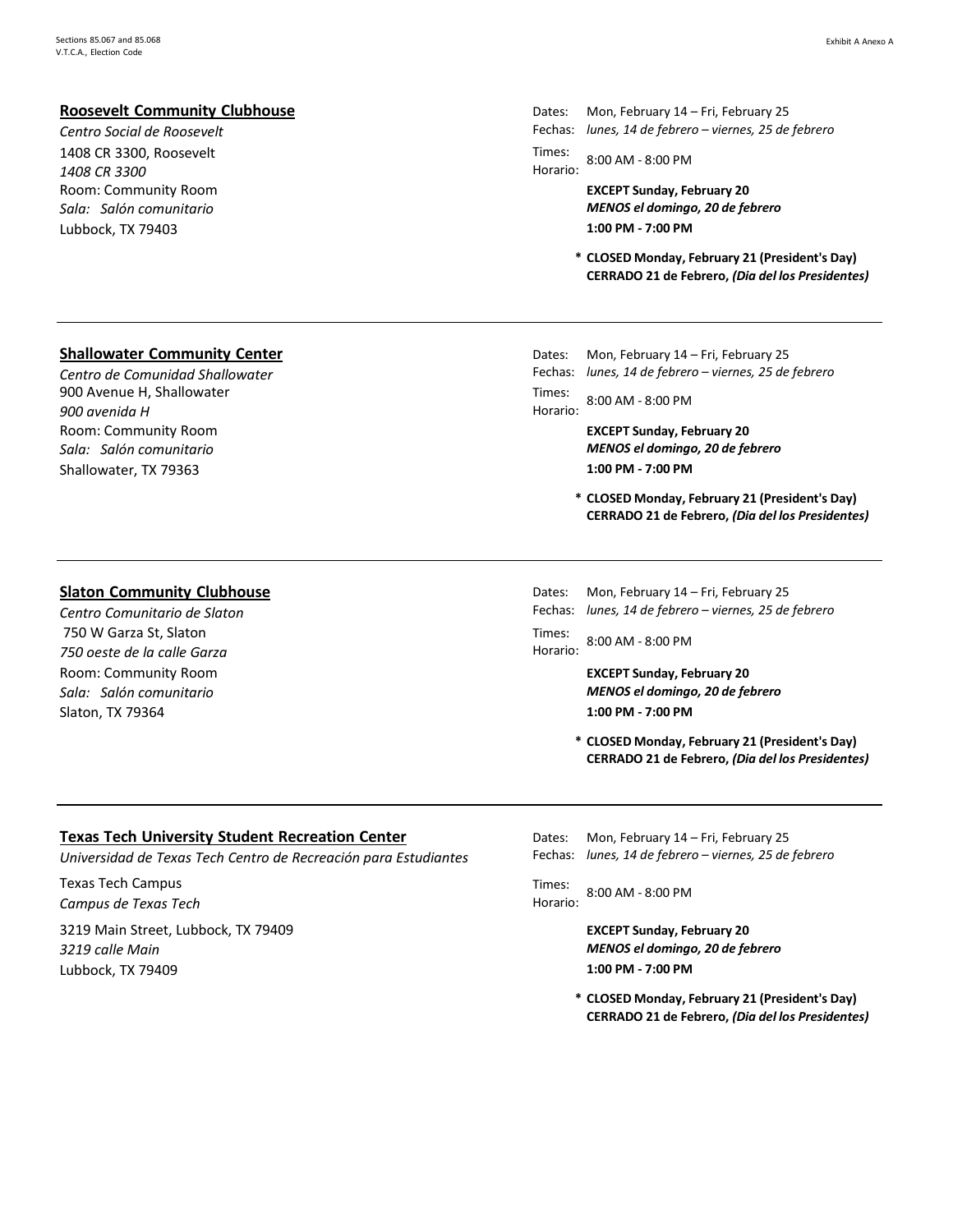## Roosevelt Community Clubhouse

*Centro Social de Roosevelt*
1408 CR 3300, Roosevelt
*1408 CR 3300*
Room: Community Room
*Sala: Salón comunitario*
Lubbock, TX 79403

Dates: Mon, February 14 – Fri, February 25
Fechas: *lunes, 14 de febrero – viernes, 25 de febrero*

Times:
Horario: 8:00 AM - 8:00 PM

**EXCEPT Sunday, February 20**
***MENOS el domingo, 20 de febrero***
**1:00 PM - 7:00 PM**

**\* CLOSED Monday, February 21 (President's Day)**
**CERRADO 21 de Febrero, *(Dia del los Presidentes)***

---

## Shallowater Community Center

*Centro de Comunidad Shallowater*
900 Avenue H, Shallowater
*900 avenida H*
Room: Community Room
*Sala: Salón comunitario*
Shallowater, TX 79363

Dates: Mon, February 14 – Fri, February 25
Fechas: *lunes, 14 de febrero – viernes, 25 de febrero*

Times:
Horario: 8:00 AM - 8:00 PM

**EXCEPT Sunday, February 20**
***MENOS el domingo, 20 de febrero***
**1:00 PM - 7:00 PM**

**\* CLOSED Monday, February 21 (President's Day)**
**CERRADO 21 de Febrero, *(Dia del los Presidentes)***

---

## Slaton Community Clubhouse

*Centro Comunitario de Slaton*
750 W Garza St, Slaton
*750 oeste de la calle Garza*
Room: Community Room
*Sala: Salón comunitario*
Slaton, TX 79364

Dates: Mon, February 14 – Fri, February 25
Fechas: *lunes, 14 de febrero – viernes, 25 de febrero*

Times:
Horario: 8:00 AM - 8:00 PM

**EXCEPT Sunday, February 20**
***MENOS el domingo, 20 de febrero***
**1:00 PM - 7:00 PM**

**\* CLOSED Monday, February 21 (President's Day)**
**CERRADO 21 de Febrero, *(Dia del los Presidentes)***

---

## Texas Tech University Student Recreation Center

*Universidad de Texas Tech Centro de Recreación para Estudiantes*

Texas Tech Campus
*Campus de Texas Tech*

3219 Main Street, Lubbock, TX 79409
*3219 calle Main*
Lubbock, TX 79409

Dates: Mon, February 14 – Fri, February 25
Fechas: *lunes, 14 de febrero – viernes, 25 de febrero*

Times:
Horario: 8:00 AM - 8:00 PM

**EXCEPT Sunday, February 20**
***MENOS el domingo, 20 de febrero***
**1:00 PM - 7:00 PM**

**\* CLOSED Monday, February 21 (President's Day)**
**CERRADO 21 de Febrero, *(Dia del los Presidentes)***